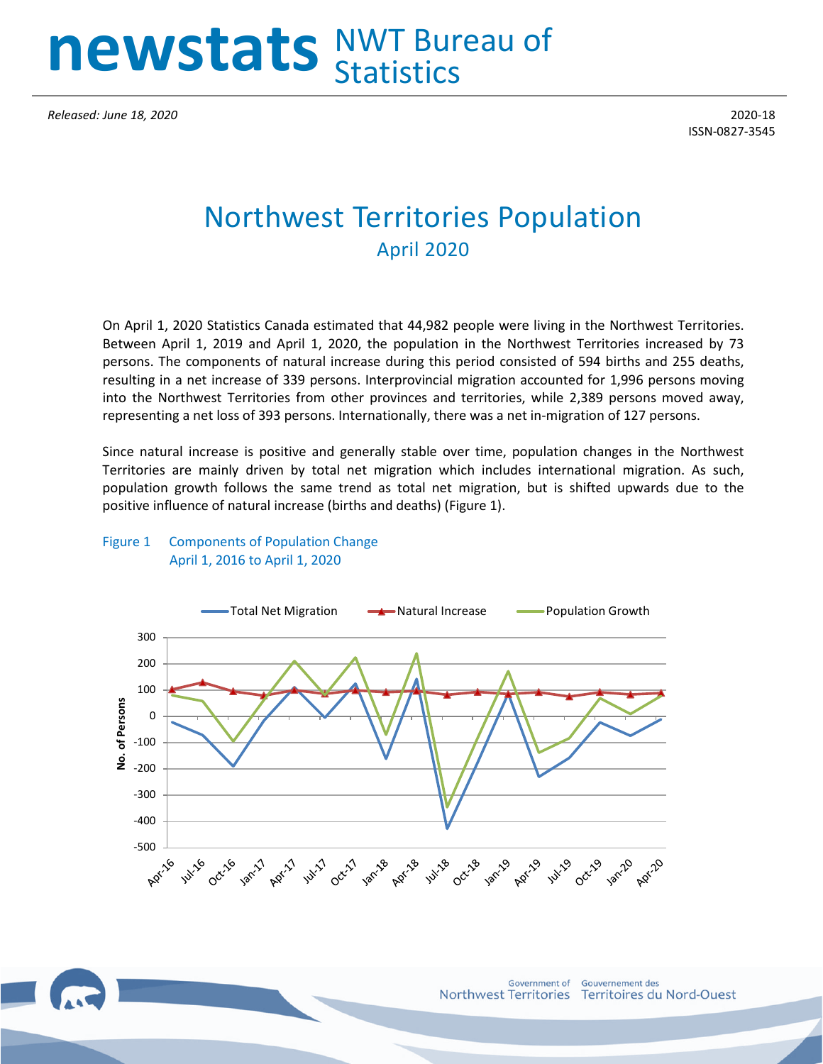# newstats NWT Bureau of Statistics

*Released: June 18, 2020*

2020-18
ISSN-0827-3545

# Northwest Territories Population

## April 2020

On April 1, 2020 Statistics Canada estimated that 44,982 people were living in the Northwest Territories. Between April 1, 2019 and April 1, 2020, the population in the Northwest Territories increased by 73 persons. The components of natural increase during this period consisted of 594 births and 255 deaths, resulting in a net increase of 339 persons. Interprovincial migration accounted for 1,996 persons moving into the Northwest Territories from other provinces and territories, while 2,389 persons moved away, representing a net loss of 393 persons. Internationally, there was a net in-migration of 127 persons.

Since natural increase is positive and generally stable over time, population changes in the Northwest Territories are mainly driven by total net migration which includes international migration. As such, population growth follows the same trend as total net migration, but is shifted upwards due to the positive influence of natural increase (births and deaths) (Figure 1).

Figure 1 Components of Population Change
April 1, 2016 to April 1, 2020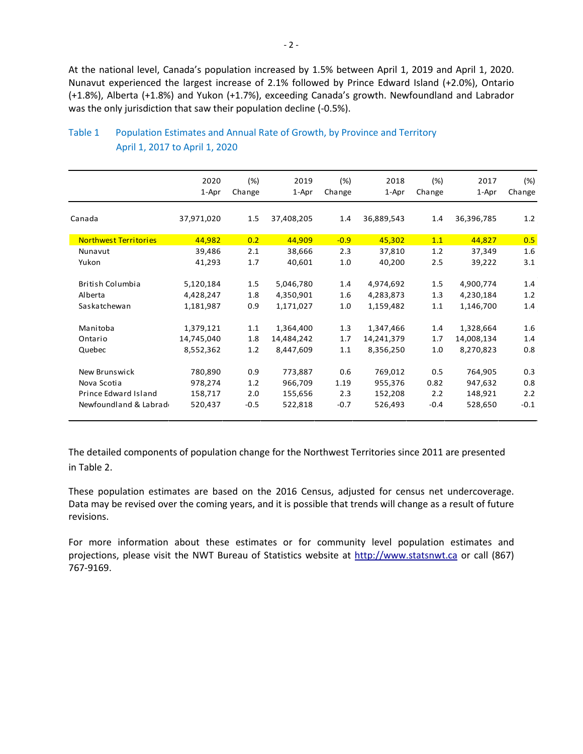At the national level, Canada's population increased by 1.5% between April 1, 2019 and April 1, 2020. Nunavut experienced the largest increase of 2.1% followed by Prince Edward Island (+2.0%), Ontario (+1.8%), Alberta (+1.8%) and Yukon (+1.7%), exceeding Canada's growth. Newfoundland and Labrador was the only jurisdiction that saw their population decline (-0.5%).

Table 1 Population Estimates and Annual Rate of Growth, by Province and Territory April 1, 2017 to April 1, 2020

| | 2020 1-Apr | (%) Change | 2019 1-Apr | (%) Change | 2018 1-Apr | (%) Change | 2017 1-Apr | (%) Change |
|---|---|---|---|---|---|---|---|---|
| Canada | 37,971,020 | 1.5 | 37,408,205 | 1.4 | 36,889,543 | 1.4 | 36,396,785 | 1.2 |
| Northwest Territories | 44,982 | 0.2 | 44,909 | -0.9 | 45,302 | 1.1 | 44,827 | 0.5 |
| Nunavut | 39,486 | 2.1 | 38,666 | 2.3 | 37,810 | 1.2 | 37,349 | 1.6 |
| Yukon | 41,293 | 1.7 | 40,601 | 1.0 | 40,200 | 2.5 | 39,222 | 3.1 |
| British Columbia | 5,120,184 | 1.5 | 5,046,780 | 1.4 | 4,974,692 | 1.5 | 4,900,774 | 1.4 |
| Alberta | 4,428,247 | 1.8 | 4,350,901 | 1.6 | 4,283,873 | 1.3 | 4,230,184 | 1.2 |
| Saskatchewan | 1,181,987 | 0.9 | 1,171,027 | 1.0 | 1,159,482 | 1.1 | 1,146,700 | 1.4 |
| Manitoba | 1,379,121 | 1.1 | 1,364,400 | 1.3 | 1,347,466 | 1.4 | 1,328,664 | 1.6 |
| Ontario | 14,745,040 | 1.8 | 14,484,242 | 1.7 | 14,241,379 | 1.7 | 14,008,134 | 1.4 |
| Quebec | 8,552,362 | 1.2 | 8,447,609 | 1.1 | 8,356,250 | 1.0 | 8,270,823 | 0.8 |
| New Brunswick | 780,890 | 0.9 | 773,887 | 0.6 | 769,012 | 0.5 | 764,905 | 0.3 |
| Nova Scotia | 978,274 | 1.2 | 966,709 | 1.19 | 955,376 | 0.82 | 947,632 | 0.8 |
| Prince Edward Island | 158,717 | 2.0 | 155,656 | 2.3 | 152,208 | 2.2 | 148,921 | 2.2 |
| Newfoundland & Labrador | 520,437 | -0.5 | 522,818 | -0.7 | 526,493 | -0.4 | 528,650 | -0.1 |

The detailed components of population change for the Northwest Territories since 2011 are presented in Table 2.

These population estimates are based on the 2016 Census, adjusted for census net undercoverage. Data may be revised over the coming years, and it is possible that trends will change as a result of future revisions.

For more information about these estimates or for community level population estimates and projections, please visit the NWT Bureau of Statistics website at http://www.statsnwt.ca or call (867) 767-9169.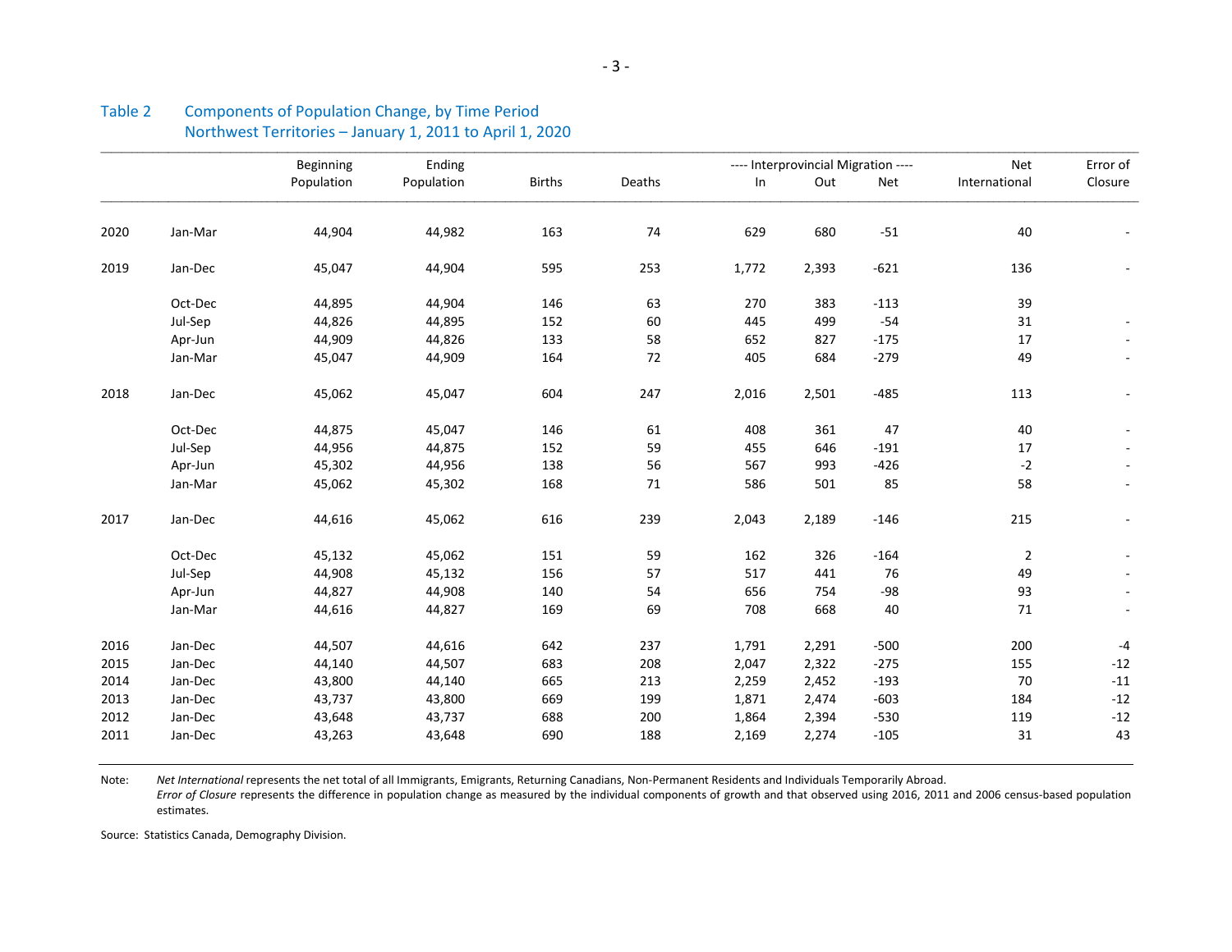## Table 2 Components of Population Change, by Time Period
### Northwest Territories – January 1, 2011 to April 1, 2020

| | | Beginning Population | Ending Population | Births | Deaths | ---- Interprovincial Migration ---- | | | Net International | Error of Closure |
|---|---|---|---|---|---|---|---|---|---|---|
| | | | | | | In | Out | Net | | |
| 2020 | Jan-Mar | 44,904 | 44,982 | 163 | 74 | 629 | 680 | -51 | 40 | - |
| 2019 | Jan-Dec | 45,047 | 44,904 | 595 | 253 | 1,772 | 2,393 | -621 | 136 | - |
| | Oct-Dec | 44,895 | 44,904 | 146 | 63 | 270 | 383 | -113 | 39 | |
| | Jul-Sep | 44,826 | 44,895 | 152 | 60 | 445 | 499 | -54 | 31 | - |
| | Apr-Jun | 44,909 | 44,826 | 133 | 58 | 652 | 827 | -175 | 17 | - |
| | Jan-Mar | 45,047 | 44,909 | 164 | 72 | 405 | 684 | -279 | 49 | - |
| 2018 | Jan-Dec | 45,062 | 45,047 | 604 | 247 | 2,016 | 2,501 | -485 | 113 | - |
| | Oct-Dec | 44,875 | 45,047 | 146 | 61 | 408 | 361 | 47 | 40 | - |
| | Jul-Sep | 44,956 | 44,875 | 152 | 59 | 455 | 646 | -191 | 17 | - |
| | Apr-Jun | 45,302 | 44,956 | 138 | 56 | 567 | 993 | -426 | -2 | - |
| | Jan-Mar | 45,062 | 45,302 | 168 | 71 | 586 | 501 | 85 | 58 | - |
| 2017 | Jan-Dec | 44,616 | 45,062 | 616 | 239 | 2,043 | 2,189 | -146 | 215 | - |
| | Oct-Dec | 45,132 | 45,062 | 151 | 59 | 162 | 326 | -164 | 2 | - |
| | Jul-Sep | 44,908 | 45,132 | 156 | 57 | 517 | 441 | 76 | 49 | - |
| | Apr-Jun | 44,827 | 44,908 | 140 | 54 | 656 | 754 | -98 | 93 | - |
| | Jan-Mar | 44,616 | 44,827 | 169 | 69 | 708 | 668 | 40 | 71 | - |
| 2016 | Jan-Dec | 44,507 | 44,616 | 642 | 237 | 1,791 | 2,291 | -500 | 200 | -4 |
| 2015 | Jan-Dec | 44,140 | 44,507 | 683 | 208 | 2,047 | 2,322 | -275 | 155 | -12 |
| 2014 | Jan-Dec | 43,800 | 44,140 | 665 | 213 | 2,259 | 2,452 | -193 | 70 | -11 |
| 2013 | Jan-Dec | 43,737 | 43,800 | 669 | 199 | 1,871 | 2,474 | -603 | 184 | -12 |
| 2012 | Jan-Dec | 43,648 | 43,737 | 688 | 200 | 1,864 | 2,394 | -530 | 119 | -12 |
| 2011 | Jan-Dec | 43,263 | 43,648 | 690 | 188 | 2,169 | 2,274 | -105 | 31 | 43 |

Note: *Net International* represents the net total of all Immigrants, Emigrants, Returning Canadians, Non-Permanent Residents and Individuals Temporarily Abroad.
*Error of Closure* represents the difference in population change as measured by the individual components of growth and that observed using 2016, 2011 and 2006 census-based population estimates.

Source: Statistics Canada, Demography Division.